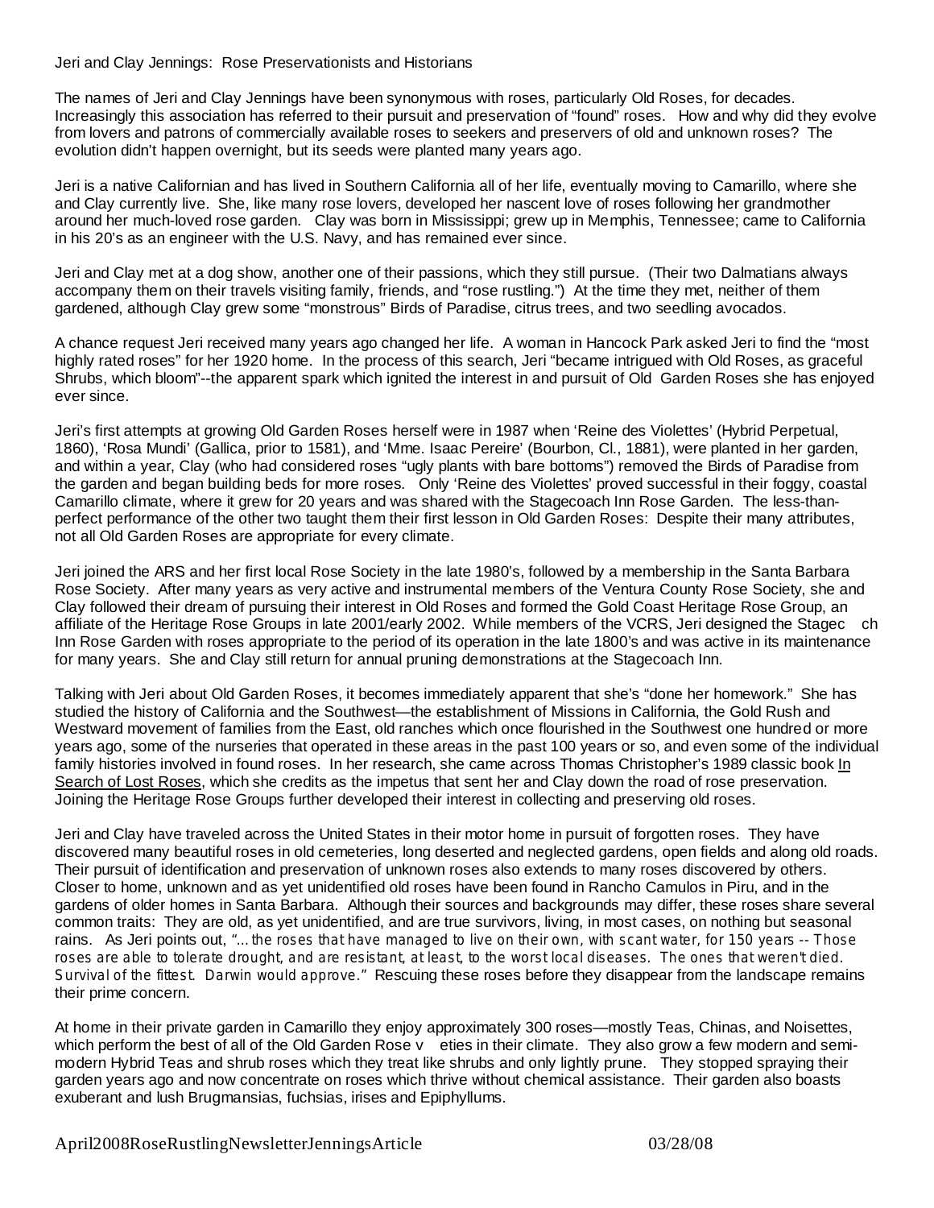Jeri and Clay Jennings: Rose Preservationists and Historians

The names of Jeri and Clay Jennings have been synonymous with roses, particularly Old Roses, for decades. Increasingly this association has referred to their pursuit and preservation of "found" roses. How and why did they evolve from lovers and patrons of commercially available roses to seekers and preservers of old and unknown roses? The evolution didn't happen overnight, but its seeds were planted many years ago.

Jeri is a native Californian and has lived in Southern California all of her life, eventually moving to Camarillo, where she and Clay currently live. She, like many rose lovers, developed her nascent love of roses following her grandmother around her much-loved rose garden. Clay was born in Mississippi; grew up in Memphis, Tennessee; came to California in his 20's as an engineer with the U.S. Navy, and has remained ever since.

Jeri and Clay met at a dog show, another one of their passions, which they still pursue. (Their two Dalmatians always accompany them on their travels visiting family, friends, and "rose rustling.") At the time they met, neither of them gardened, although Clay grew some "monstrous" Birds of Paradise, citrus trees, and two seedling avocados.

A chance request Jeri received many years ago changed her life. A woman in Hancock Park asked Jeri to find the "most highly rated roses" for her 1920 home. In the process of this search, Jeri "became intrigued with Old Roses, as graceful Shrubs, which bloom"--the apparent spark which ignited the interest in and pursuit of Old Garden Roses she has enjoyed ever since.

Jeri's first attempts at growing Old Garden Roses herself were in 1987 when 'Reine des Violettes' (Hybrid Perpetual, 1860), 'Rosa Mundi' (Gallica, prior to 1581), and 'Mme. Isaac Pereire' (Bourbon, Cl., 1881), were planted in her garden, and within a year, Clay (who had considered roses "ugly plants with bare bottoms") removed the Birds of Paradise from the garden and began building beds for more roses. Only 'Reine des Violettes' proved successful in their foggy, coastal Camarillo climate, where it grew for 20 years and was shared with the Stagecoach Inn Rose Garden. The less-than-perfect performance of the other two taught them their first lesson in Old Garden Roses: Despite their many attributes, not all Old Garden Roses are appropriate for every climate.

Jeri joined the ARS and her first local Rose Society in the late 1980's, followed by a membership in the Santa Barbara Rose Society. After many years as very active and instrumental members of the Ventura County Rose Society, she and Clay followed their dream of pursuing their interest in Old Roses and formed the Gold Coast Heritage Rose Group, an affiliate of the Heritage Rose Groups in late 2001/early 2002. While members of the VCRS, Jeri designed the Stagec ch Inn Rose Garden with roses appropriate to the period of its operation in the late 1800's and was active in its maintenance for many years. She and Clay still return for annual pruning demonstrations at the Stagecoach Inn.

Talking with Jeri about Old Garden Roses, it becomes immediately apparent that she's "done her homework." She has studied the history of California and the Southwest—the establishment of Missions in California, the Gold Rush and Westward movement of families from the East, old ranches which once flourished in the Southwest one hundred or more years ago, some of the nurseries that operated in these areas in the past 100 years or so, and even some of the individual family histories involved in found roses. In her research, she came across Thomas Christopher's 1989 classic book In Search of Lost Roses, which she credits as the impetus that sent her and Clay down the road of rose preservation. Joining the Heritage Rose Groups further developed their interest in collecting and preserving old roses.

Jeri and Clay have traveled across the United States in their motor home in pursuit of forgotten roses. They have discovered many beautiful roses in old cemeteries, long deserted and neglected gardens, open fields and along old roads. Their pursuit of identification and preservation of unknown roses also extends to many roses discovered by others. Closer to home, unknown and as yet unidentified old roses have been found in Rancho Camulos in Piru, and in the gardens of older homes in Santa Barbara. Although their sources and backgrounds may differ, these roses share several common traits: They are old, as yet unidentified, and are true survivors, living, in most cases, on nothing but seasonal rains. As Jeri points out, *"... the roses that have managed to live on their own, with scant water, for 150 years -- Those roses are able to tolerate drought, and are resistant, at least, to the worst local diseases. The ones that weren't died. Survival of the fittest. Darwin would approve."* Rescuing these roses before they disappear from the landscape remains their prime concern.

At home in their private garden in Camarillo they enjoy approximately 300 roses—mostly Teas, Chinas, and Noisettes, which perform the best of all of the Old Garden Rose v eties in their climate. They also grow a few modern and semi-modern Hybrid Teas and shrub roses which they treat like shrubs and only lightly prune. They stopped spraying their garden years ago and now concentrate on roses which thrive without chemical assistance. Their garden also boasts exuberant and lush Brugmansias, fuchsias, irises and Epiphyllums.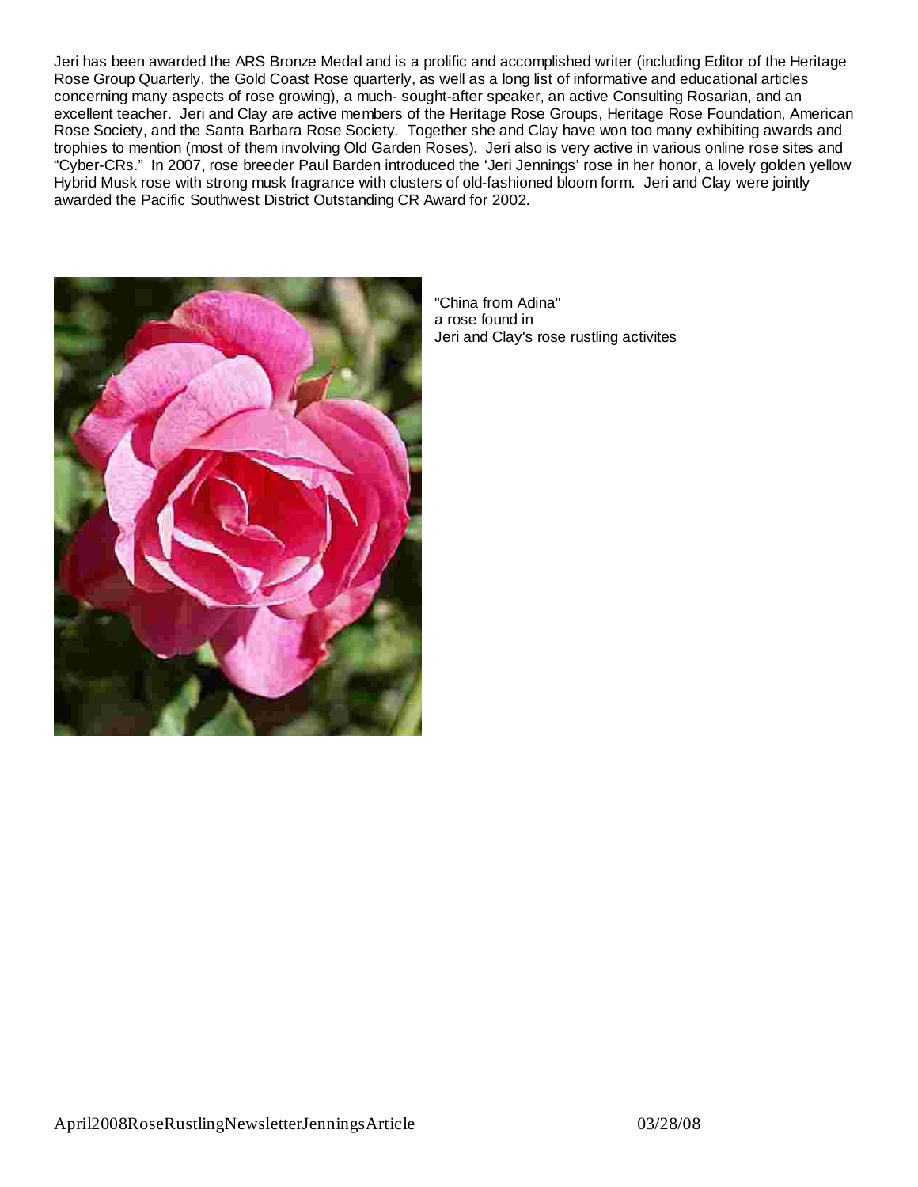Jeri has been awarded the ARS Bronze Medal and is a prolific and accomplished writer (including Editor of the Heritage Rose Group Quarterly, the Gold Coast Rose quarterly, as well as a long list of informative and educational articles concerning many aspects of rose growing), a much- sought-after speaker, an active Consulting Rosarian, and an excellent teacher. Jeri and Clay are active members of the Heritage Rose Groups, Heritage Rose Foundation, American Rose Society, and the Santa Barbara Rose Society. Together she and Clay have won too many exhibiting awards and trophies to mention (most of them involving Old Garden Roses). Jeri also is very active in various online rose sites and "Cyber-CRs." In 2007, rose breeder Paul Barden introduced the 'Jeri Jennings' rose in her honor, a lovely golden yellow Hybrid Musk rose with strong musk fragrance with clusters of old-fashioned bloom form. Jeri and Clay were jointly awarded the Pacific Southwest District Outstanding CR Award for 2002.

"China from Adina"
a rose found in
Jeri and Clay's rose rustling activites